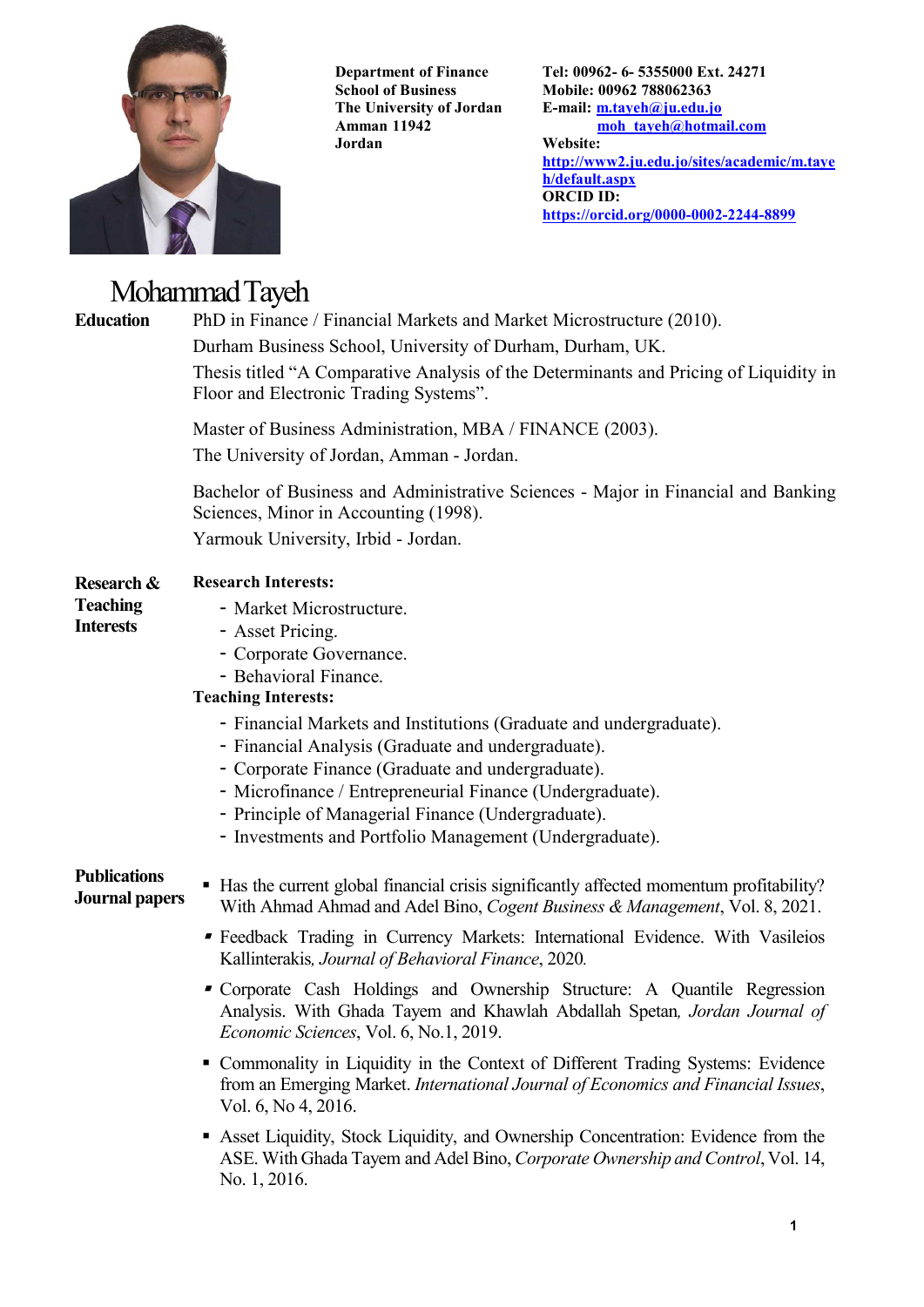Department of Finance
School of Business
The University of Jordan
Amman 11942
Jordan

Tel: 00962- 6- 5355000 Ext. 24271
Mobile: 00962 788062363
E-mail: m.tayeh@ju.edu.jo
moh_tayeh@hotmail.com
Website:
http://www2.ju.edu.jo/sites/academic/m.tayeh/default.aspx
ORCID ID:
https://orcid.org/0000-0002-2244-8899

# Mohammad Tayeh

## Education

PhD in Finance / Financial Markets and Market Microstructure (2010).
Durham Business School, University of Durham, Durham, UK.
Thesis titled "A Comparative Analysis of the Determinants and Pricing of Liquidity in Floor and Electronic Trading Systems".

Master of Business Administration, MBA / FINANCE (2003).
The University of Jordan, Amman - Jordan.

Bachelor of Business and Administrative Sciences - Major in Financial and Banking Sciences, Minor in Accounting (1998).
Yarmouk University, Irbid - Jordan.

## Research & Teaching Interests

**Research Interests:**

- Market Microstructure.
- Asset Pricing.
- Corporate Governance.
- Behavioral Finance.

**Teaching Interests:**

- Financial Markets and Institutions (Graduate and undergraduate).
- Financial Analysis (Graduate and undergraduate).
- Corporate Finance (Graduate and undergraduate).
- Microfinance / Entrepreneurial Finance (Undergraduate).
- Principle of Managerial Finance (Undergraduate).
- Investments and Portfolio Management (Undergraduate).

## Publications Journal papers

- Has the current global financial crisis significantly affected momentum profitability? With Ahmad Ahmad and Adel Bino, *Cogent Business & Management*, Vol. 8, 2021.
- Feedback Trading in Currency Markets: International Evidence. With Vasileios Kallinterakis, *Journal of Behavioral Finance*, 2020.
- Corporate Cash Holdings and Ownership Structure: A Quantile Regression Analysis. With Ghada Tayem and Khawlah Abdallah Spetan, *Jordan Journal of Economic Sciences*, Vol. 6, No.1, 2019.
- Commonality in Liquidity in the Context of Different Trading Systems: Evidence from an Emerging Market. *International Journal of Economics and Financial Issues*, Vol. 6, No 4, 2016.
- Asset Liquidity, Stock Liquidity, and Ownership Concentration: Evidence from the ASE. With Ghada Tayem and Adel Bino, *Corporate Ownership and Control*, Vol. 14, No. 1, 2016.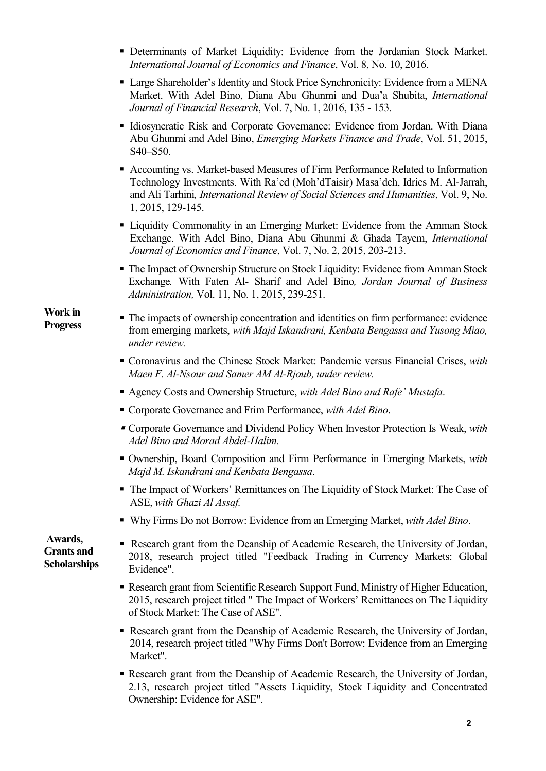- Determinants of Market Liquidity: Evidence from the Jordanian Stock Market. *International Journal of Economics and Finance*, Vol. 8, No. 10, 2016.
- Large Shareholder's Identity and Stock Price Synchronicity: Evidence from a MENA Market. With Adel Bino, Diana Abu Ghunmi and Dua'a Shubita, *International Journal of Financial Research*, Vol. 7, No. 1, 2016, 135 - 153.
- Idiosyncratic Risk and Corporate Governance: Evidence from Jordan. With Diana Abu Ghunmi and Adel Bino, *Emerging Markets Finance and Trade*, Vol. 51, 2015, S40–S50.
- Accounting vs. Market-based Measures of Firm Performance Related to Information Technology Investments. With Ra'ed (Moh'dTaisir) Masa'deh, Idries M. Al-Jarrah, and Ali Tarhini*, International Review of Social Sciences and Humanities*, Vol. 9, No. 1, 2015, 129-145.
- Liquidity Commonality in an Emerging Market: Evidence from the Amman Stock Exchange. With Adel Bino, Diana Abu Ghunmi & Ghada Tayem, *International Journal of Economics and Finance*, Vol. 7, No. 2, 2015, 203-213.
- The Impact of Ownership Structure on Stock Liquidity: Evidence from Amman Stock Exchange*.* With Faten Al- Sharif and Adel Bino*, Jordan Journal of Business Administration,* Vol. 11, No. 1, 2015, 239-251.

**Work in Progress**

- The impacts of ownership concentration and identities on firm performance: evidence from emerging markets, *with Majd Iskandrani, Kenbata Bengassa and Yusong Miao, under review.*
- Coronavirus and the Chinese Stock Market: Pandemic versus Financial Crises, *with Maen F. Al-Nsour and Samer AM Al-Rjoub, under review.*
- Agency Costs and Ownership Structure, *with Adel Bino and Rafe' Mustafa*.
- Corporate Governance and Frim Performance, *with Adel Bino*.
- Corporate Governance and Dividend Policy When Investor Protection Is Weak, *with Adel Bino and Morad Abdel-Halim.*
- Ownership, Board Composition and Firm Performance in Emerging Markets, *with Majd M. Iskandrani and Kenbata Bengassa*.
- The Impact of Workers' Remittances on The Liquidity of Stock Market: The Case of ASE, *with Ghazi Al Assaf.*
- Why Firms Do not Borrow: Evidence from an Emerging Market, *with Adel Bino*.

**Awards, Grants and Scholarships**

- Research grant from the Deanship of Academic Research, the University of Jordan, 2018, research project titled "Feedback Trading in Currency Markets: Global Evidence".
- Research grant from Scientific Research Support Fund, Ministry of Higher Education, 2015, research project titled " The Impact of Workers' Remittances on The Liquidity of Stock Market: The Case of ASE".
- Research grant from the Deanship of Academic Research, the University of Jordan, 2014, research project titled "Why Firms Don't Borrow: Evidence from an Emerging Market".
- Research grant from the Deanship of Academic Research, the University of Jordan, 2.13, research project titled "Assets Liquidity, Stock Liquidity and Concentrated Ownership: Evidence for ASE".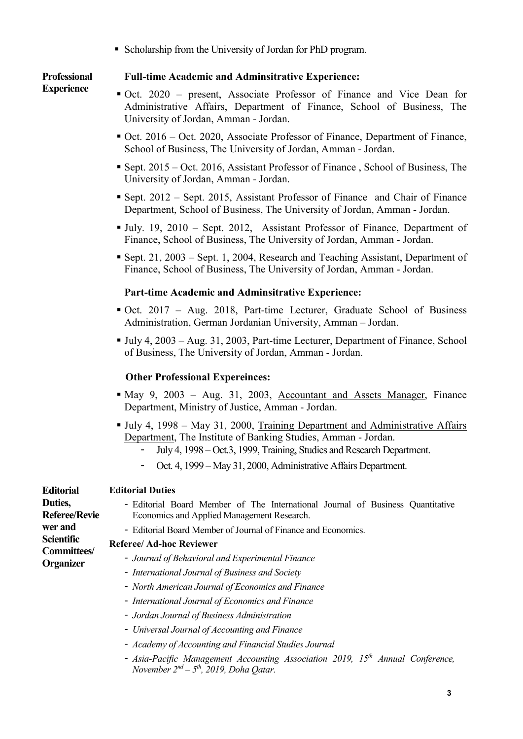- Scholarship from the University of Jordan for PhD program.

## Professional Experience

### Full-time Academic and Adminsitrative Experience:

- Oct. 2020 – present, Associate Professor of Finance and Vice Dean for Administrative Affairs, Department of Finance, School of Business, The University of Jordan, Amman - Jordan.
- Oct. 2016 – Oct. 2020, Associate Professor of Finance, Department of Finance, School of Business, The University of Jordan, Amman - Jordan.
- Sept. 2015 – Oct. 2016, Assistant Professor of Finance , School of Business, The University of Jordan, Amman - Jordan.
- Sept. 2012 – Sept. 2015, Assistant Professor of Finance and Chair of Finance Department, School of Business, The University of Jordan, Amman - Jordan.
- July. 19, 2010 – Sept. 2012, Assistant Professor of Finance, Department of Finance, School of Business, The University of Jordan, Amman - Jordan.
- Sept. 21, 2003 – Sept. 1, 2004, Research and Teaching Assistant, Department of Finance, School of Business, The University of Jordan, Amman - Jordan.

### Part-time Academic and Adminsitrative Experience:

- Oct. 2017 – Aug. 2018, Part-time Lecturer, Graduate School of Business Administration, German Jordanian University, Amman – Jordan.
- July 4, 2003 – Aug. 31, 2003, Part-time Lecturer, Department of Finance, School of Business, The University of Jordan, Amman - Jordan.

### Other Professional Expereinces:

- May 9, 2003 – Aug. 31, 2003, Accountant and Assets Manager, Finance Department, Ministry of Justice, Amman - Jordan.
- July 4, 1998 – May 31, 2000, Training Department and Administrative Affairs Department, The Institute of Banking Studies, Amman - Jordan.
  - July 4, 1998 – Oct.3, 1999, Training, Studies and Research Department.
  - Oct. 4, 1999 – May 31, 2000, Administrative Affairs Department.

## Editorial Duties, Referee/Reviewer and Scientific Committees/ Organizer

### Editorial Duties

- Editorial Board Member of The International Journal of Business Quantitative Economics and Applied Management Research.
- Editorial Board Member of Journal of Finance and Economics.

### Referee/ Ad-hoc Reviewer

- *Journal of Behavioral and Experimental Finance*
- *International Journal of Business and Society*
- *North American Journal of Economics and Finance*
- *International Journal of Economics and Finance*
- *Jordan Journal of Business Administration*
- *Universal Journal of Accounting and Finance*
- *Academy of Accounting and Financial Studies Journal*
- *Asia-Pacific Management Accounting Association 2019, 15th Annual Conference, November 2nd – 5th, 2019, Doha Qatar.*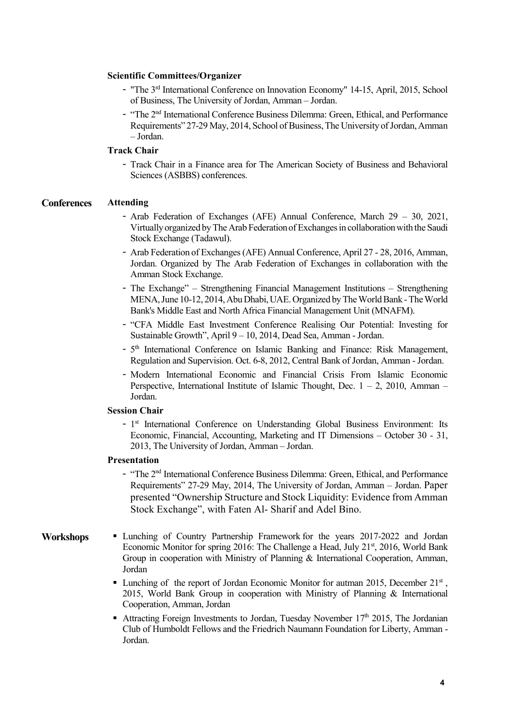**Scientific Committees/Organizer**

- "The 3rd International Conference on Innovation Economy" 14-15, April, 2015, School of Business, The University of Jordan, Amman – Jordan.
- "The 2nd International Conference Business Dilemma: Green, Ethical, and Performance Requirements" 27-29 May, 2014, School of Business, The University of Jordan, Amman – Jordan.

**Track Chair**

- Track Chair in a Finance area for The American Society of Business and Behavioral Sciences (ASBBS) conferences.

## Conferences

**Attending**

- Arab Federation of Exchanges (AFE) Annual Conference, March 29 – 30, 2021, Virtually organized by The Arab Federation of Exchanges in collaboration with the Saudi Stock Exchange (Tadawul).
- Arab Federation of Exchanges (AFE) Annual Conference, April 27 - 28, 2016, Amman, Jordan. Organized by The Arab Federation of Exchanges in collaboration with the Amman Stock Exchange.
- The Exchange" – Strengthening Financial Management Institutions – Strengthening MENA, June 10-12, 2014, Abu Dhabi, UAE. Organized by The World Bank - The World Bank's Middle East and North Africa Financial Management Unit (MNAFM).
- "CFA Middle East Investment Conference Realising Our Potential: Investing for Sustainable Growth", April 9 – 10, 2014, Dead Sea, Amman - Jordan.
- 5th International Conference on Islamic Banking and Finance: Risk Management, Regulation and Supervision. Oct. 6-8, 2012, Central Bank of Jordan, Amman - Jordan.
- Modern International Economic and Financial Crisis From Islamic Economic Perspective, International Institute of Islamic Thought, Dec. 1 – 2, 2010, Amman – Jordan.

**Session Chair**

- 1st International Conference on Understanding Global Business Environment: Its Economic, Financial, Accounting, Marketing and IT Dimensions – October 30 - 31, 2013, The University of Jordan, Amman – Jordan.

**Presentation**

- "The 2nd International Conference Business Dilemma: Green, Ethical, and Performance Requirements" 27-29 May, 2014, The University of Jordan, Amman – Jordan. Paper presented "Ownership Structure and Stock Liquidity: Evidence from Amman Stock Exchange", with Faten Al- Sharif and Adel Bino.

## Workshops

- Lunching of Country Partnership Framework for the years 2017-2022 and Jordan Economic Monitor for spring 2016: The Challenge a Head, July 21st, 2016, World Bank Group in cooperation with Ministry of Planning & International Cooperation, Amman, Jordan
- Lunching of the report of Jordan Economic Monitor for autman 2015, December 21st, 2015, World Bank Group in cooperation with Ministry of Planning & International Cooperation, Amman, Jordan
- Attracting Foreign Investments to Jordan, Tuesday November 17th 2015, The Jordanian Club of Humboldt Fellows and the Friedrich Naumann Foundation for Liberty, Amman - Jordan.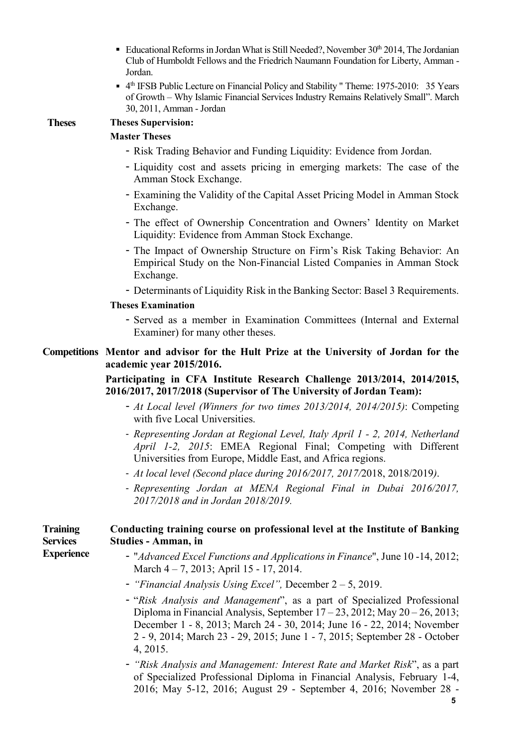- Educational Reforms in Jordan What is Still Needed?, November 30th 2014, The Jordanian Club of Humboldt Fellows and the Friedrich Naumann Foundation for Liberty, Amman - Jordan.
- 4th IFSB Public Lecture on Financial Policy and Stability " Theme: 1975-2010: 35 Years of Growth – Why Islamic Financial Services Industry Remains Relatively Small". March 30, 2011, Amman - Jordan

## Theses

**Theses Supervision:**

**Master Theses**

- Risk Trading Behavior and Funding Liquidity: Evidence from Jordan.
- Liquidity cost and assets pricing in emerging markets: The case of the Amman Stock Exchange.
- Examining the Validity of the Capital Asset Pricing Model in Amman Stock Exchange.
- The effect of Ownership Concentration and Owners' Identity on Market Liquidity: Evidence from Amman Stock Exchange.
- The Impact of Ownership Structure on Firm's Risk Taking Behavior: An Empirical Study on the Non-Financial Listed Companies in Amman Stock Exchange.
- Determinants of Liquidity Risk in the Banking Sector: Basel 3 Requirements.

**Theses Examination**

- Served as a member in Examination Committees (Internal and External Examiner) for many other theses.

## Competitions

**Mentor and advisor for the Hult Prize at the University of Jordan for the academic year 2015/2016.**

**Participating in CFA Institute Research Challenge 2013/2014, 2014/2015, 2016/2017, 2017/2018 (Supervisor of The University of Jordan Team):**

- *At Local level (Winners for two times 2013/2014, 2014/2015)*: Competing with five Local Universities.
- *Representing Jordan at Regional Level, Italy April 1 - 2, 2014, Netherland April 1-2, 2015*: EMEA Regional Final; Competing with Different Universities from Europe, Middle East, and Africa regions.
- *At local level (Second place during 2016/2017, 2017/*2018, 2018/2019*).*
- *Representing Jordan at MENA Regional Final in Dubai 2016/2017, 2017/2018 and in Jordan 2018/2019.*

## Training Services Experience

**Conducting training course on professional level at the Institute of Banking Studies - Amman, in**

- "*Advanced Excel Functions and Applications in Finance*", June 10 -14, 2012; March 4 – 7, 2013; April 15 - 17, 2014.
- *"Financial Analysis Using Excel",* December 2 – 5, 2019.
- "*Risk Analysis and Management*", as a part of Specialized Professional Diploma in Financial Analysis, September 17 – 23, 2012; May 20 – 26, 2013; December 1 - 8, 2013; March 24 - 30, 2014; June 16 - 22, 2014; November 2 - 9, 2014; March 23 - 29, 2015; June 1 - 7, 2015; September 28 - October 4, 2015.
- *"Risk Analysis and Management: Interest Rate and Market Risk*", as a part of Specialized Professional Diploma in Financial Analysis, February 1-4, 2016; May 5-12, 2016; August 29 - September 4, 2016; November 28 -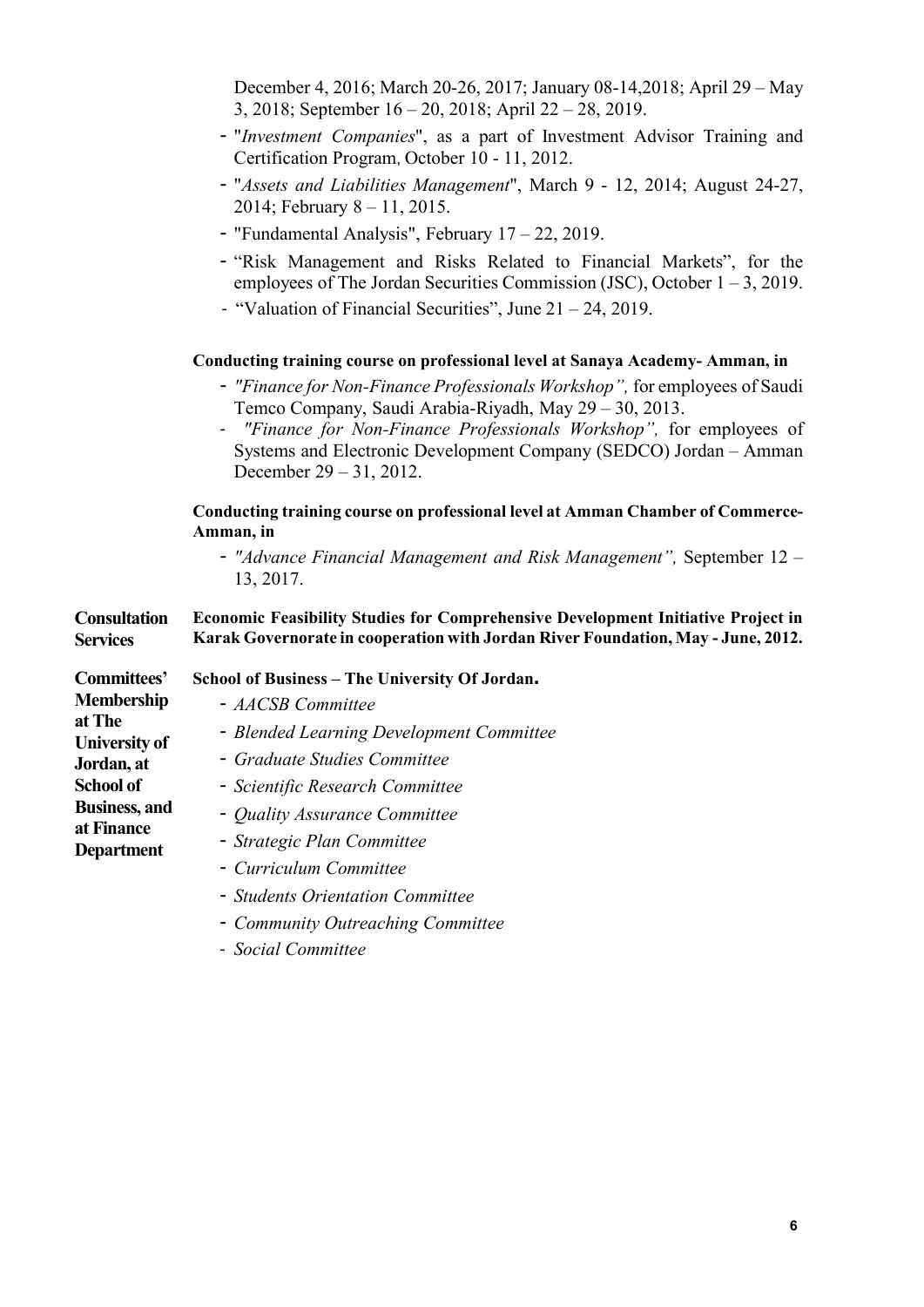December 4, 2016; March 20-26, 2017; January 08-14,2018; April 29 – May 3, 2018; September 16 – 20, 2018; April 22 – 28, 2019.

- "*Investment Companies*", as a part of Investment Advisor Training and Certification Program, October 10 - 11, 2012.
- "*Assets and Liabilities Management*", March 9 - 12, 2014; August 24-27, 2014; February 8 – 11, 2015.
- "Fundamental Analysis", February 17 – 22, 2019.
- "Risk Management and Risks Related to Financial Markets", for the employees of The Jordan Securities Commission (JSC), October 1 – 3, 2019.
- "Valuation of Financial Securities", June 21 – 24, 2019.

**Conducting training course on professional level at Sanaya Academy- Amman, in**

- *"Finance for Non-Finance Professionals Workshop",* for employees of Saudi Temco Company, Saudi Arabia-Riyadh, May 29 – 30, 2013.
- *"Finance for Non-Finance Professionals Workshop",* for employees of Systems and Electronic Development Company (SEDCO) Jordan – Amman December 29 – 31, 2012.

**Conducting training course on professional level at Amman Chamber of Commerce-Amman, in**

- *"Advance Financial Management and Risk Management",* September 12 – 13, 2017.

**Consultation Services**

**Economic Feasibility Studies for Comprehensive Development Initiative Project in Karak Governorate in cooperation with Jordan River Foundation, May - June, 2012.**

**Committees' Membership at The University of Jordan, at School of Business, and at Finance Department**

**School of Business – The University Of Jordan.**

- *AACSB Committee*
- *Blended Learning Development Committee*
- *Graduate Studies Committee*
- *Scientific Research Committee*
- *Quality Assurance Committee*
- *Strategic Plan Committee*
- *Curriculum Committee*
- *Students Orientation Committee*
- *Community Outreaching Committee*
- *Social Committee*